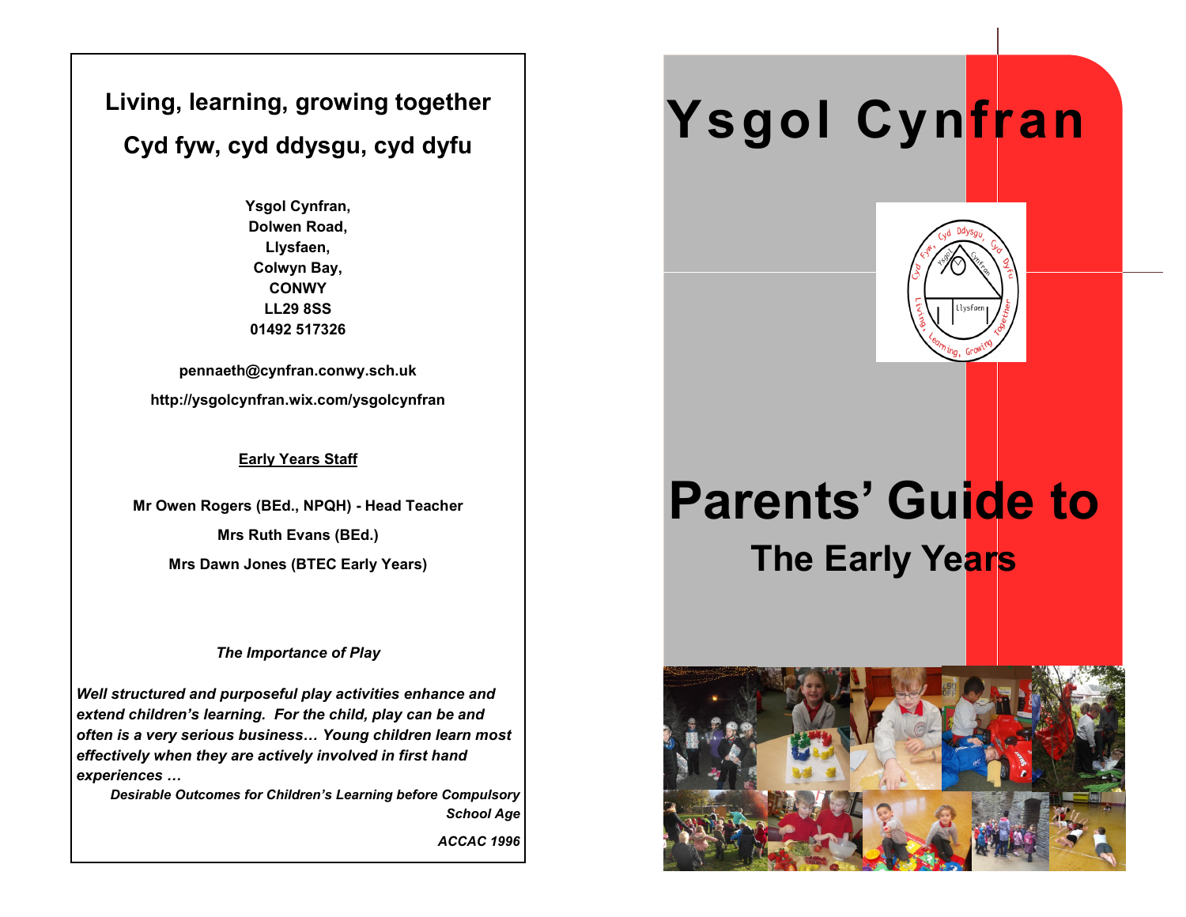## Living, learning, growing together

## Cyd fyw, cyd ddysgu, cyd dyfu

**Ysgol Cynfran,**
**Dolwen Road,**
**Llysfaen,**
**Colwyn Bay,**
**CONWY**
**LL29 8SS**
**01492 517326**

**pennaeth@cynfran.conwy.sch.uk**

**http://ysgolcynfran.wix.com/ysgolcynfran**

**Early Years Staff**

**Mr Owen Rogers (BEd., NPQH) - Head Teacher**

**Mrs Ruth Evans (BEd.)**

**Mrs Dawn Jones (BTEC Early Years)**

***The Importance of Play***

***Well structured and purposeful play activities enhance and extend children's learning. For the child, play can be and often is a very serious business… Young children learn most effectively when they are actively involved in first hand experiences …***

***Desirable Outcomes for Children's Learning before Compulsory School Age***

***ACCAC 1996***

# Ysgol Cynfran

# Parents' Guide to

## The Early Years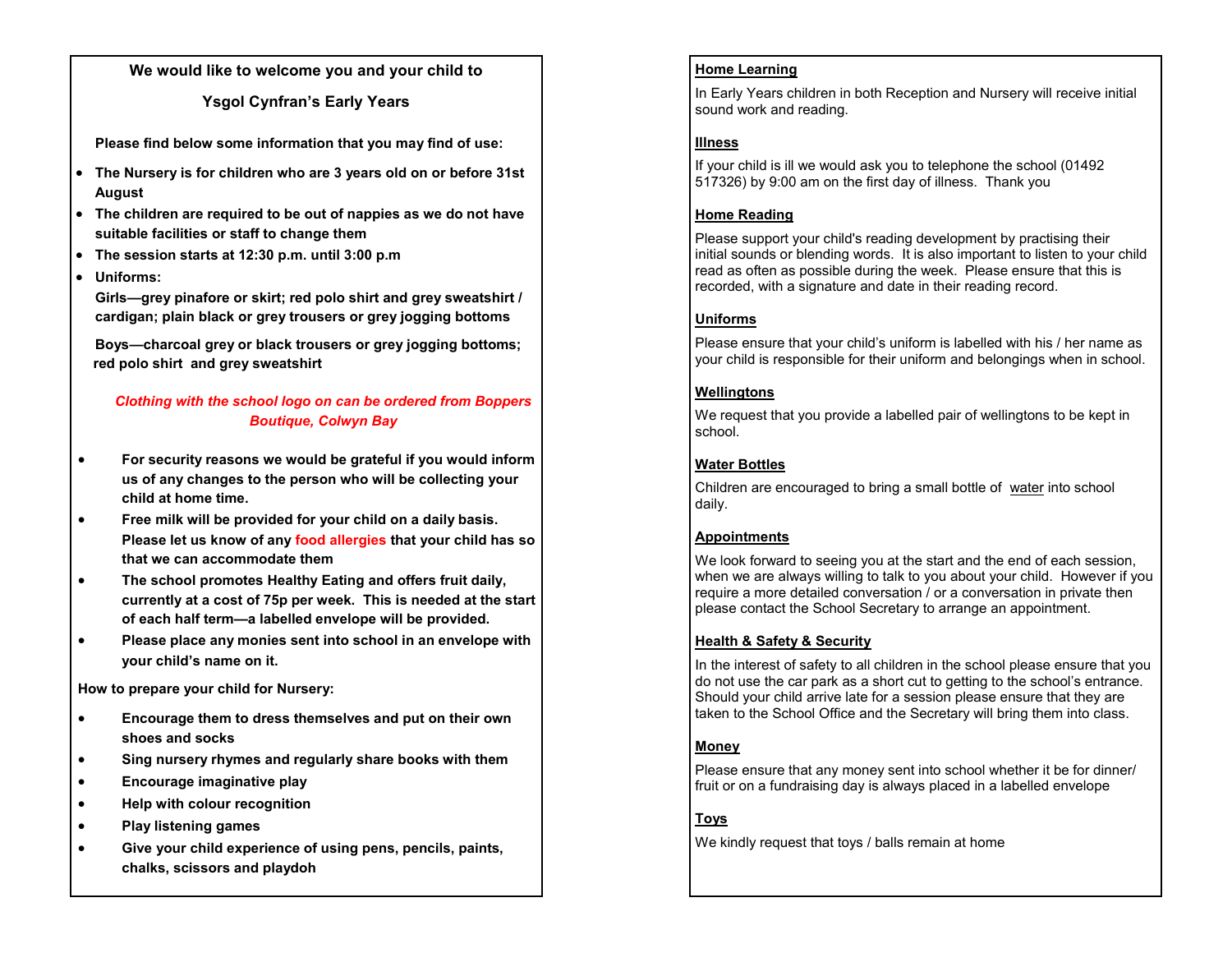**We would like to welcome you and your child to**

**Ysgol Cynfran's Early Years**

**Please find below some information that you may find of use:**

- **The Nursery is for children who are 3 years old on or before 31st August**
- **The children are required to be out of nappies as we do not have suitable facilities or staff to change them**
- **The session starts at 12:30 p.m. until 3:00 p.m**
- **Uniforms:**

  **Girls—grey pinafore or skirt; red polo shirt and grey sweatshirt / cardigan; plain black or grey trousers or grey jogging bottoms**

  **Boys—charcoal grey or black trousers or grey jogging bottoms; red polo shirt and grey sweatshirt**

***Clothing with the school logo on can be ordered from Boppers Boutique, Colwyn Bay***

- **For security reasons we would be grateful if you would inform us of any changes to the person who will be collecting your child at home time.**
- **Free milk will be provided for your child on a daily basis. Please let us know of any food allergies that your child has so that we can accommodate them**
- **The school promotes Healthy Eating and offers fruit daily, currently at a cost of 75p per week. This is needed at the start of each half term—a labelled envelope will be provided.**
- **Please place any monies sent into school in an envelope with your child's name on it.**

**How to prepare your child for Nursery:**

- **Encourage them to dress themselves and put on their own shoes and socks**
- **Sing nursery rhymes and regularly share books with them**
- **Encourage imaginative play**
- **Help with colour recognition**
- **Play listening games**
- **Give your child experience of using pens, pencils, paints, chalks, scissors and playdoh**

## Home Learning

In Early Years children in both Reception and Nursery will receive initial sound work and reading.

## Illness

If your child is ill we would ask you to telephone the school (01492 517326) by 9:00 am on the first day of illness. Thank you

## Home Reading

Please support your child's reading development by practising their initial sounds or blending words. It is also important to listen to your child read as often as possible during the week. Please ensure that this is recorded, with a signature and date in their reading record.

## Uniforms

Please ensure that your child's uniform is labelled with his / her name as your child is responsible for their uniform and belongings when in school.

## Wellingtons

We request that you provide a labelled pair of wellingtons to be kept in school.

## Water Bottles

Children are encouraged to bring a small bottle of water into school daily.

## Appointments

We look forward to seeing you at the start and the end of each session, when we are always willing to talk to you about your child. However if you require a more detailed conversation / or a conversation in private then please contact the School Secretary to arrange an appointment.

## Health & Safety & Security

In the interest of safety to all children in the school please ensure that you do not use the car park as a short cut to getting to the school's entrance. Should your child arrive late for a session please ensure that they are taken to the School Office and the Secretary will bring them into class.

## Money

Please ensure that any money sent into school whether it be for dinner/ fruit or on a fundraising day is always placed in a labelled envelope

## Toys

We kindly request that toys / balls remain at home